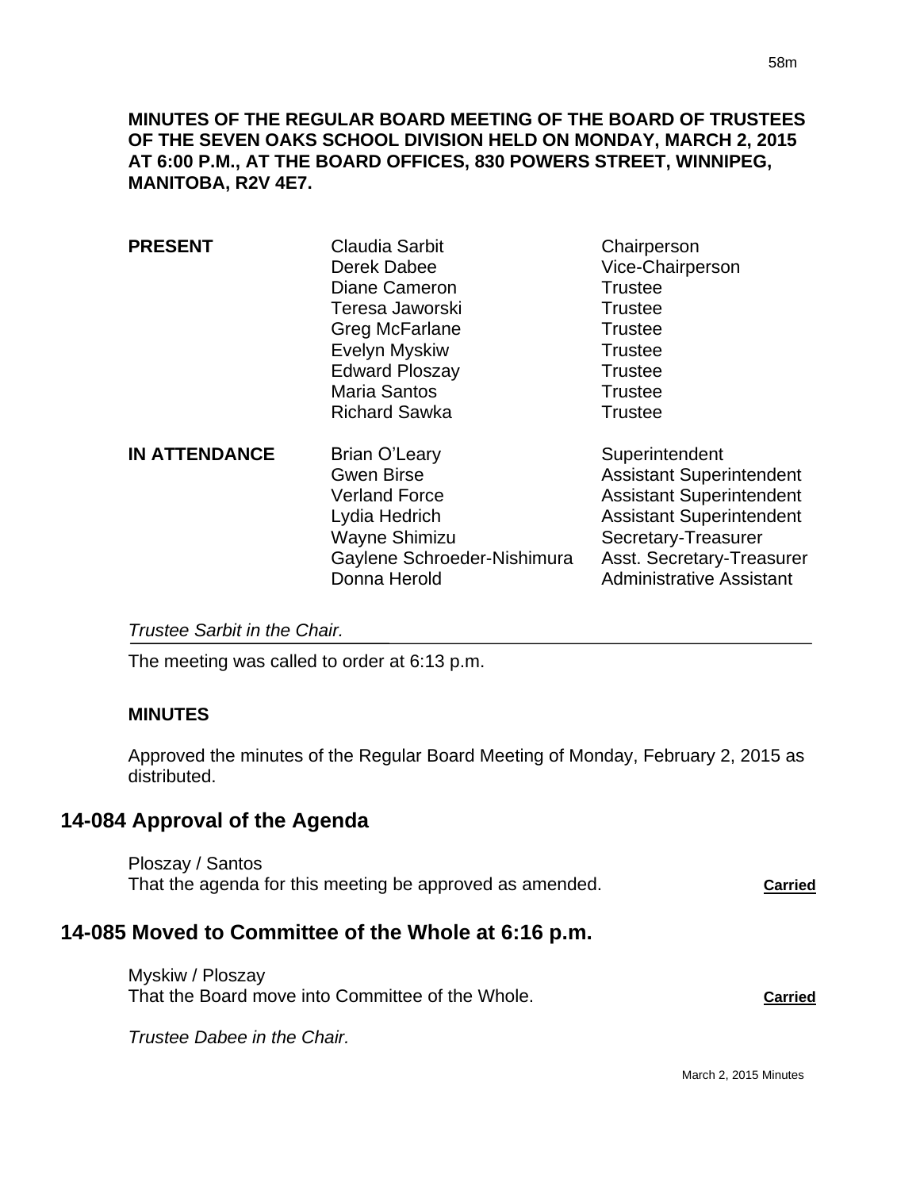**MINUTES OF THE REGULAR BOARD MEETING OF THE BOARD OF TRUSTEES OF THE SEVEN OAKS SCHOOL DIVISION HELD ON MONDAY, MARCH 2, 2015 AT 6:00 P.M., AT THE BOARD OFFICES, 830 POWERS STREET, WINNIPEG, MANITOBA, R2V 4E7.**

| | | |
|---|---|---|
| **PRESENT** | Claudia Sarbit | Chairperson |
| | Derek Dabee | Vice-Chairperson |
| | Diane Cameron | Trustee |
| | Teresa Jaworski | Trustee |
| | Greg McFarlane | Trustee |
| | Evelyn Myskiw | Trustee |
| | Edward Ploszay | Trustee |
| | Maria Santos | Trustee |
| | Richard Sawka | Trustee |
| **IN ATTENDANCE** | Brian O'Leary | Superintendent |
| | Gwen Birse | Assistant Superintendent |
| | Verland Force | Assistant Superintendent |
| | Lydia Hedrich | Assistant Superintendent |
| | Wayne Shimizu | Secretary-Treasurer |
| | Gaylene Schroeder-Nishimura | Asst. Secretary-Treasurer |
| | Donna Herold | Administrative Assistant |

*Trustee Sarbit in the Chair.*

The meeting was called to order at 6:13 p.m.

**MINUTES**

Approved the minutes of the Regular Board Meeting of Monday, February 2, 2015 as distributed.

## 14-084 Approval of the Agenda

Ploszay / Santos
That the agenda for this meeting be approved as amended. **Carried**

## 14-085 Moved to Committee of the Whole at 6:16 p.m.

Myskiw / Ploszay
That the Board move into Committee of the Whole. **Carried**

*Trustee Dabee in the Chair.*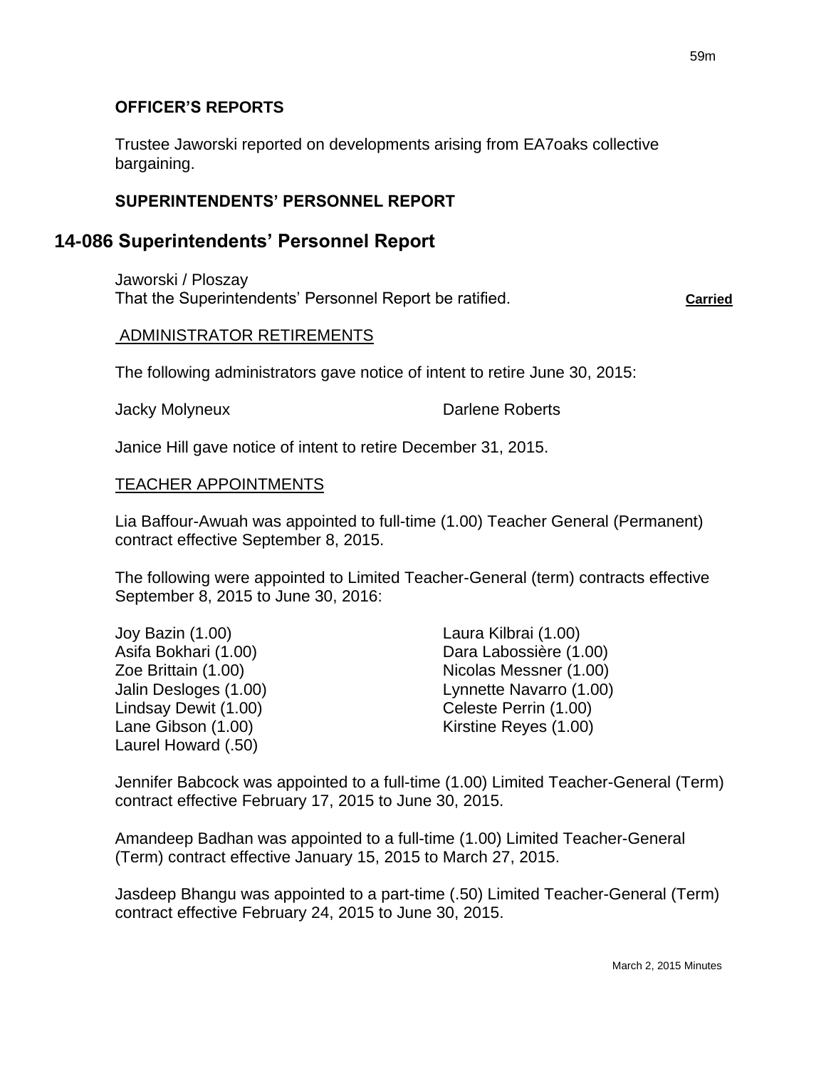**OFFICER'S REPORTS**

Trustee Jaworski reported on developments arising from EA7oaks collective bargaining.

**SUPERINTENDENTS' PERSONNEL REPORT**

## 14-086 Superintendents' Personnel Report

Jaworski / Ploszay
That the Superintendents' Personnel Report be ratified. **Carried**

ADMINISTRATOR RETIREMENTS

The following administrators gave notice of intent to retire June 30, 2015:

Jacky Molyneux
Darlene Roberts

Janice Hill gave notice of intent to retire December 31, 2015.

TEACHER APPOINTMENTS

Lia Baffour-Awuah was appointed to full-time (1.00) Teacher General (Permanent) contract effective September 8, 2015.

The following were appointed to Limited Teacher-General (term) contracts effective September 8, 2015 to June 30, 2016:

Joy Bazin (1.00)
Asifa Bokhari (1.00)
Zoe Brittain (1.00)
Jalin Desloges (1.00)
Lindsay Dewit (1.00)
Lane Gibson (1.00)
Laurel Howard (.50)
Laura Kilbrai (1.00)
Dara Labossière (1.00)
Nicolas Messner (1.00)
Lynnette Navarro (1.00)
Celeste Perrin (1.00)
Kirstine Reyes (1.00)

Jennifer Babcock was appointed to a full-time (1.00) Limited Teacher-General (Term) contract effective February 17, 2015 to June 30, 2015.

Amandeep Badhan was appointed to a full-time (1.00) Limited Teacher-General (Term) contract effective January 15, 2015 to March 27, 2015.

Jasdeep Bhangu was appointed to a part-time (.50) Limited Teacher-General (Term) contract effective February 24, 2015 to June 30, 2015.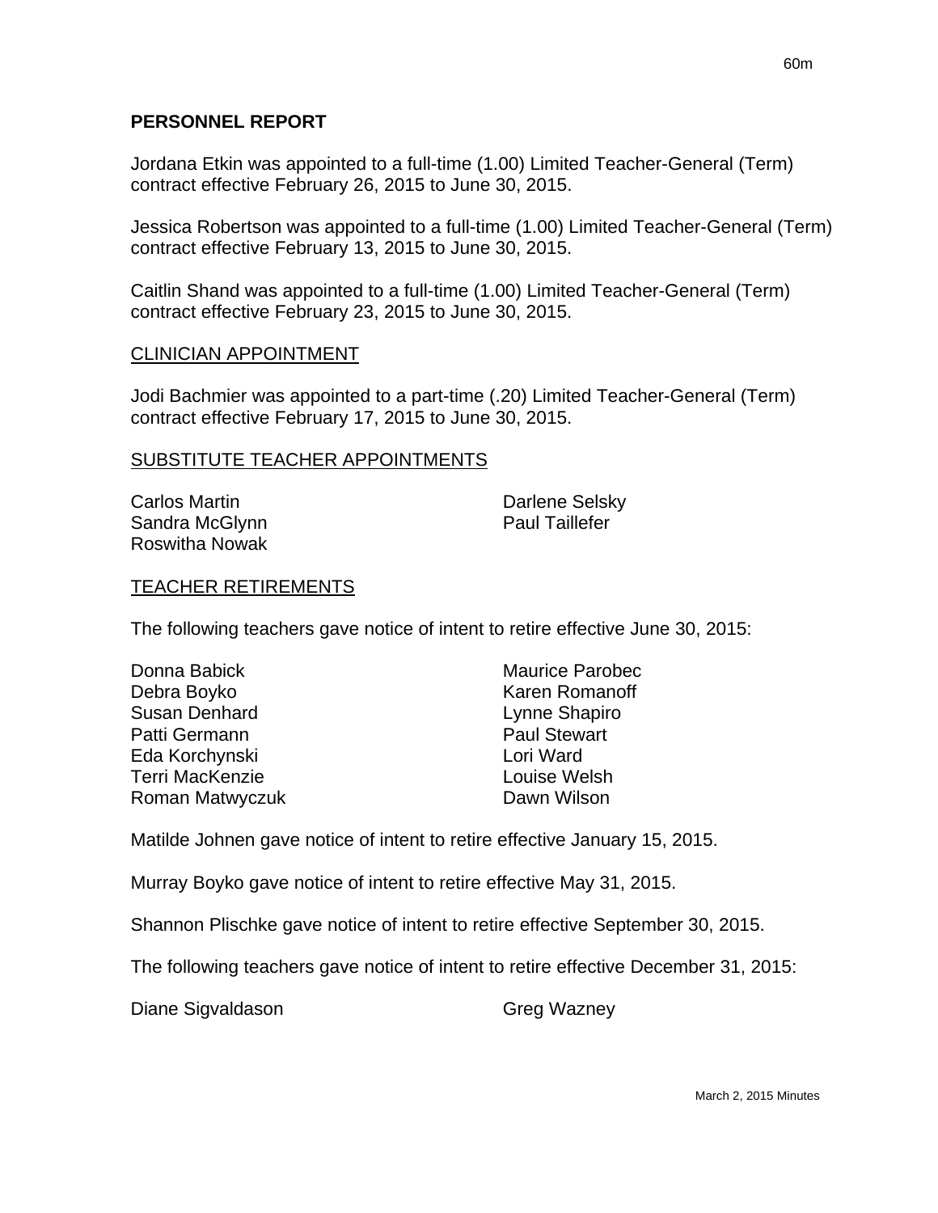## PERSONNEL REPORT

Jordana Etkin was appointed to a full-time (1.00) Limited Teacher-General (Term) contract effective February 26, 2015 to June 30, 2015.

Jessica Robertson was appointed to a full-time (1.00) Limited Teacher-General (Term) contract effective February 13, 2015 to June 30, 2015.

Caitlin Shand was appointed to a full-time (1.00) Limited Teacher-General (Term) contract effective February 23, 2015 to June 30, 2015.

### CLINICIAN APPOINTMENT

Jodi Bachmier was appointed to a part-time (.20) Limited Teacher-General (Term) contract effective February 17, 2015 to June 30, 2015.

### SUBSTITUTE TEACHER APPOINTMENTS

Carlos Martin
Sandra McGlynn
Roswitha Nowak
Darlene Selsky
Paul Taillefer

### TEACHER RETIREMENTS

The following teachers gave notice of intent to retire effective June 30, 2015:

Donna Babick
Debra Boyko
Susan Denhard
Patti Germann
Eda Korchynski
Terri MacKenzie
Roman Matwyczuk
Maurice Parobec
Karen Romanoff
Lynne Shapiro
Paul Stewart
Lori Ward
Louise Welsh
Dawn Wilson

Matilde Johnen gave notice of intent to retire effective January 15, 2015.

Murray Boyko gave notice of intent to retire effective May 31, 2015.

Shannon Plischke gave notice of intent to retire effective September 30, 2015.

The following teachers gave notice of intent to retire effective December 31, 2015:

Diane Sigvaldason
Greg Wazney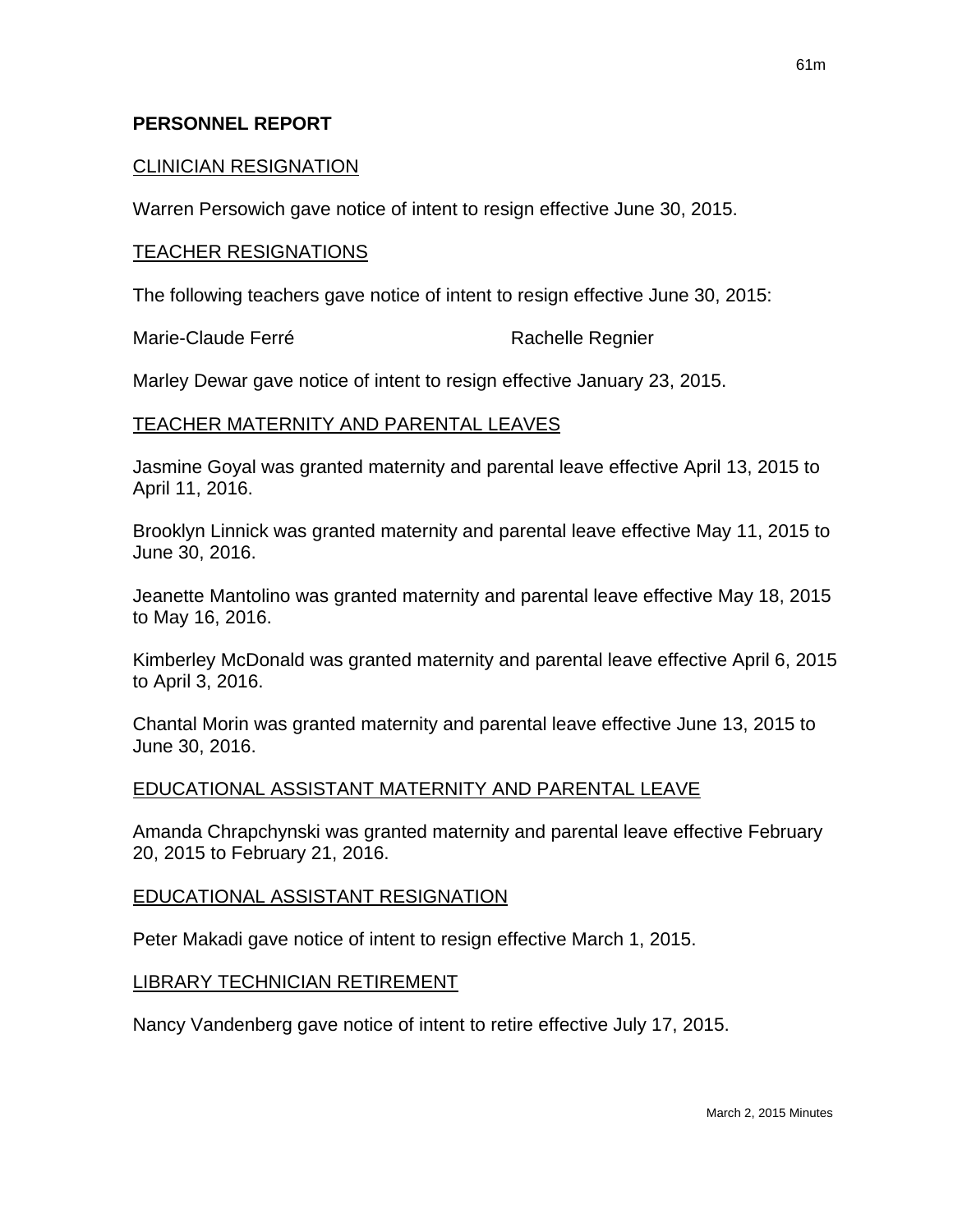## PERSONNEL REPORT

CLINICIAN RESIGNATION

Warren Persowich gave notice of intent to resign effective June 30, 2015.

TEACHER RESIGNATIONS

The following teachers gave notice of intent to resign effective June 30, 2015:

Marie-Claude Ferré Rachelle Regnier

Marley Dewar gave notice of intent to resign effective January 23, 2015.

TEACHER MATERNITY AND PARENTAL LEAVES

Jasmine Goyal was granted maternity and parental leave effective April 13, 2015 to April 11, 2016.

Brooklyn Linnick was granted maternity and parental leave effective May 11, 2015 to June 30, 2016.

Jeanette Mantolino was granted maternity and parental leave effective May 18, 2015 to May 16, 2016.

Kimberley McDonald was granted maternity and parental leave effective April 6, 2015 to April 3, 2016.

Chantal Morin was granted maternity and parental leave effective June 13, 2015 to June 30, 2016.

EDUCATIONAL ASSISTANT MATERNITY AND PARENTAL LEAVE

Amanda Chrapchynski was granted maternity and parental leave effective February 20, 2015 to February 21, 2016.

EDUCATIONAL ASSISTANT RESIGNATION

Peter Makadi gave notice of intent to resign effective March 1, 2015.

LIBRARY TECHNICIAN RETIREMENT

Nancy Vandenberg gave notice of intent to retire effective July 17, 2015.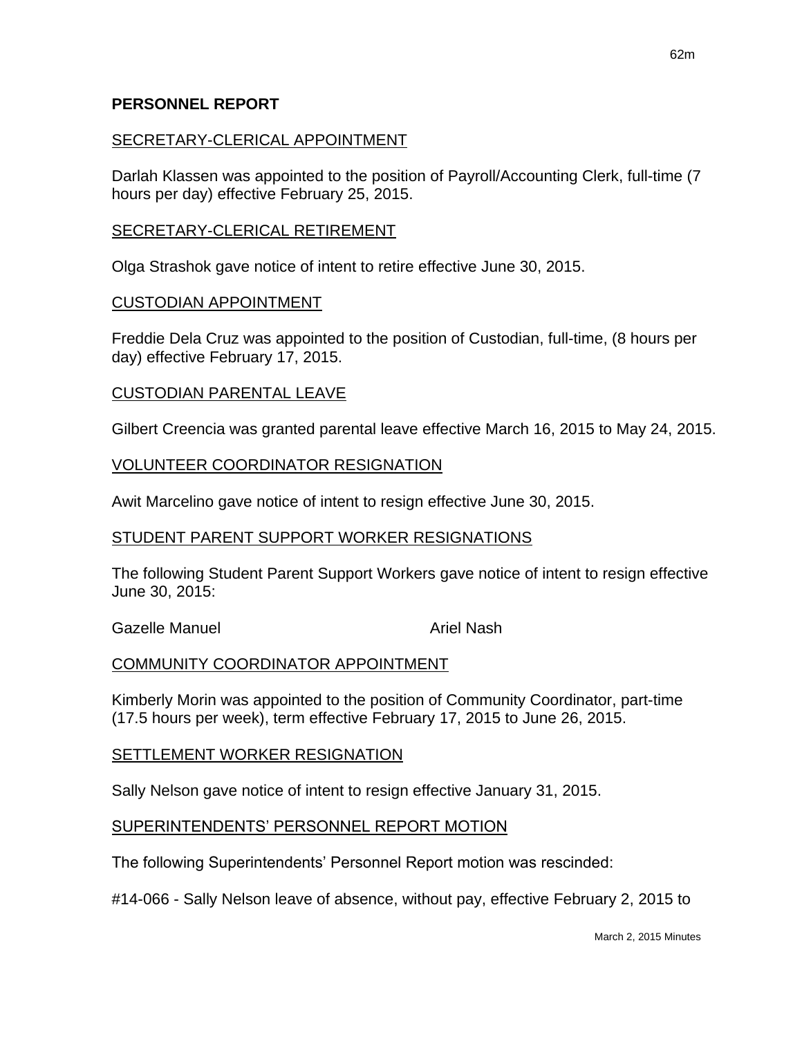## PERSONNEL REPORT

SECRETARY-CLERICAL APPOINTMENT

Darlah Klassen was appointed to the position of Payroll/Accounting Clerk, full-time (7 hours per day) effective February 25, 2015.

SECRETARY-CLERICAL RETIREMENT

Olga Strashok gave notice of intent to retire effective June 30, 2015.

CUSTODIAN APPOINTMENT

Freddie Dela Cruz was appointed to the position of Custodian, full-time, (8 hours per day) effective February 17, 2015.

CUSTODIAN PARENTAL LEAVE

Gilbert Creencia was granted parental leave effective March 16, 2015 to May 24, 2015.

VOLUNTEER COORDINATOR RESIGNATION

Awit Marcelino gave notice of intent to resign effective June 30, 2015.

STUDENT PARENT SUPPORT WORKER RESIGNATIONS

The following Student Parent Support Workers gave notice of intent to resign effective June 30, 2015:

Gazelle Manuel
Ariel Nash

COMMUNITY COORDINATOR APPOINTMENT

Kimberly Morin was appointed to the position of Community Coordinator, part-time (17.5 hours per week), term effective February 17, 2015 to June 26, 2015.

SETTLEMENT WORKER RESIGNATION

Sally Nelson gave notice of intent to resign effective January 31, 2015.

SUPERINTENDENTS' PERSONNEL REPORT MOTION

The following Superintendents' Personnel Report motion was rescinded:

#14-066 - Sally Nelson leave of absence, without pay, effective February 2, 2015 to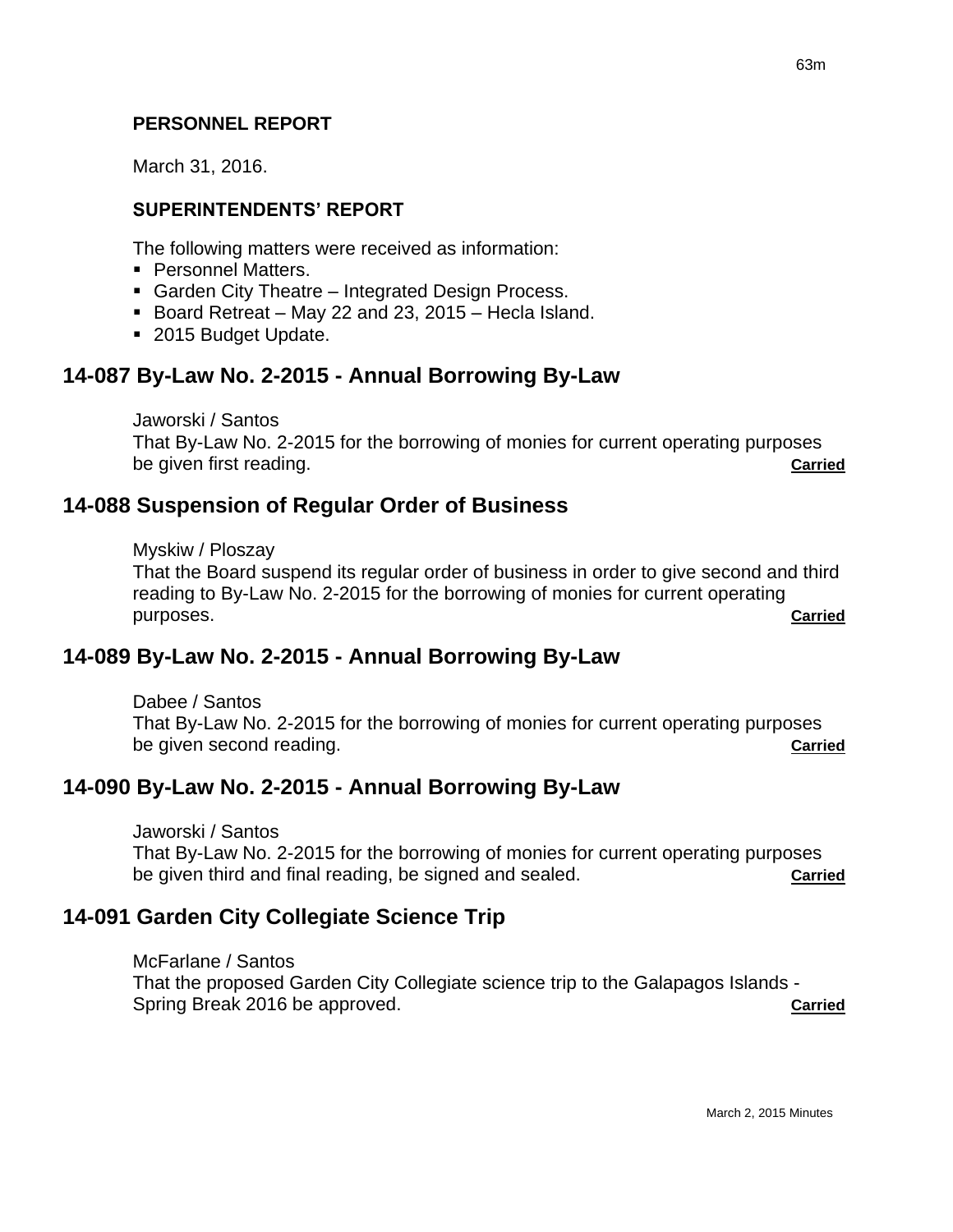**PERSONNEL REPORT**

March 31, 2016.

**SUPERINTENDENTS' REPORT**

The following matters were received as information:

- Personnel Matters.
- Garden City Theatre – Integrated Design Process.
- Board Retreat – May 22 and 23, 2015 – Hecla Island.
- 2015 Budget Update.

## 14-087 By-Law No. 2-2015 - Annual Borrowing By-Law

Jaworski / Santos
That By-Law No. 2-2015 for the borrowing of monies for current operating purposes be given first reading. **Carried**

## 14-088 Suspension of Regular Order of Business

Myskiw / Ploszay
That the Board suspend its regular order of business in order to give second and third reading to By-Law No. 2-2015 for the borrowing of monies for current operating purposes. **Carried**

## 14-089 By-Law No. 2-2015 - Annual Borrowing By-Law

Dabee / Santos
That By-Law No. 2-2015 for the borrowing of monies for current operating purposes be given second reading. **Carried**

## 14-090 By-Law No. 2-2015 - Annual Borrowing By-Law

Jaworski / Santos
That By-Law No. 2-2015 for the borrowing of monies for current operating purposes be given third and final reading, be signed and sealed. **Carried**

## 14-091 Garden City Collegiate Science Trip

McFarlane / Santos
That the proposed Garden City Collegiate science trip to the Galapagos Islands - Spring Break 2016 be approved. **Carried**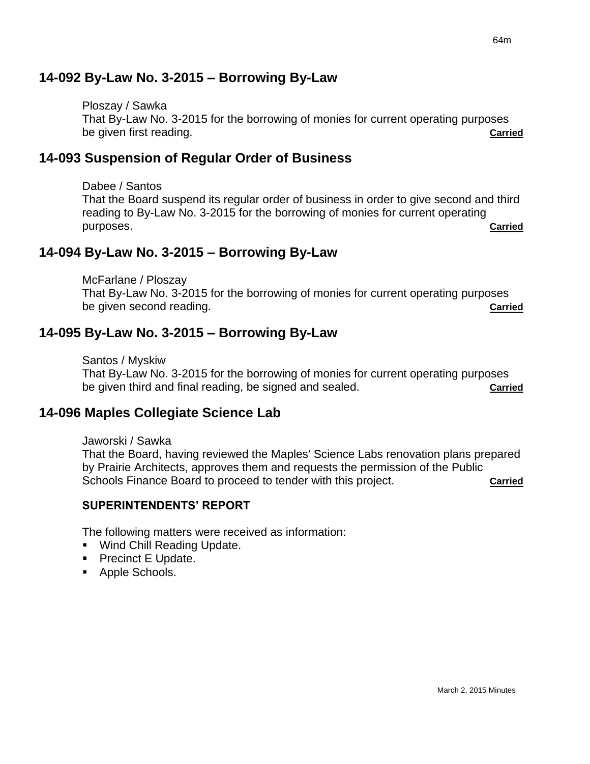## 14-092 By-Law No. 3-2015 – Borrowing By-Law

Ploszay / Sawka
That By-Law No. 3-2015 for the borrowing of monies for current operating purposes be given first reading. **Carried**

## 14-093 Suspension of Regular Order of Business

Dabee / Santos
That the Board suspend its regular order of business in order to give second and third reading to By-Law No. 3-2015 for the borrowing of monies for current operating purposes. **Carried**

## 14-094 By-Law No. 3-2015 – Borrowing By-Law

McFarlane / Ploszay
That By-Law No. 3-2015 for the borrowing of monies for current operating purposes be given second reading. **Carried**

## 14-095 By-Law No. 3-2015 – Borrowing By-Law

Santos / Myskiw
That By-Law No. 3-2015 for the borrowing of monies for current operating purposes be given third and final reading, be signed and sealed. **Carried**

## 14-096 Maples Collegiate Science Lab

Jaworski / Sawka
That the Board, having reviewed the Maples' Science Labs renovation plans prepared by Prairie Architects, approves them and requests the permission of the Public Schools Finance Board to proceed to tender with this project. **Carried**

### SUPERINTENDENTS' REPORT

The following matters were received as information:

- Wind Chill Reading Update.
- Precinct E Update.
- Apple Schools.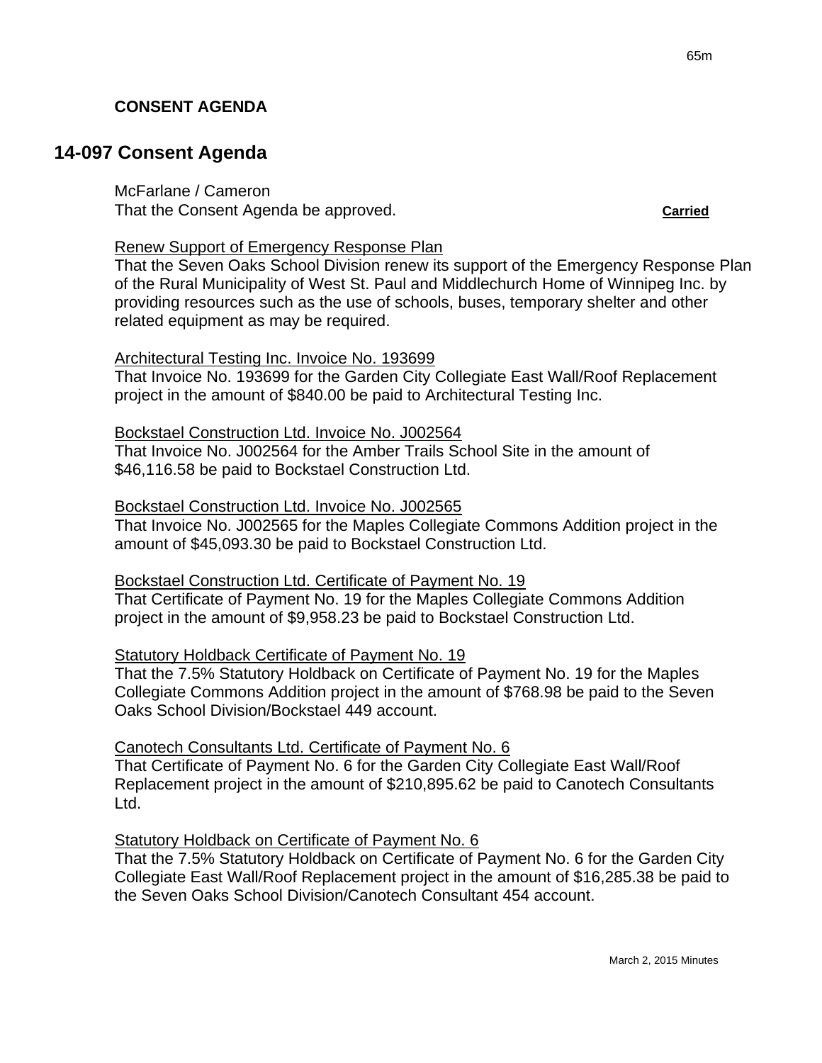**CONSENT AGENDA**

## 14-097 Consent Agenda

McFarlane / Cameron
That the Consent Agenda be approved. **Carried**

Renew Support of Emergency Response Plan
That the Seven Oaks School Division renew its support of the Emergency Response Plan of the Rural Municipality of West St. Paul and Middlechurch Home of Winnipeg Inc. by providing resources such as the use of schools, buses, temporary shelter and other related equipment as may be required.

Architectural Testing Inc. Invoice No. 193699
That Invoice No. 193699 for the Garden City Collegiate East Wall/Roof Replacement project in the amount of $840.00 be paid to Architectural Testing Inc.

Bockstael Construction Ltd. Invoice No. J002564
That Invoice No. J002564 for the Amber Trails School Site in the amount of $46,116.58 be paid to Bockstael Construction Ltd.

Bockstael Construction Ltd. Invoice No. J002565
That Invoice No. J002565 for the Maples Collegiate Commons Addition project in the amount of $45,093.30 be paid to Bockstael Construction Ltd.

Bockstael Construction Ltd. Certificate of Payment No. 19
That Certificate of Payment No. 19 for the Maples Collegiate Commons Addition project in the amount of $9,958.23 be paid to Bockstael Construction Ltd.

Statutory Holdback Certificate of Payment No. 19
That the 7.5% Statutory Holdback on Certificate of Payment No. 19 for the Maples Collegiate Commons Addition project in the amount of $768.98 be paid to the Seven Oaks School Division/Bockstael 449 account.

Canotech Consultants Ltd. Certificate of Payment No. 6
That Certificate of Payment No. 6 for the Garden City Collegiate East Wall/Roof Replacement project in the amount of $210,895.62 be paid to Canotech Consultants Ltd.

Statutory Holdback on Certificate of Payment No. 6
That the 7.5% Statutory Holdback on Certificate of Payment No. 6 for the Garden City Collegiate East Wall/Roof Replacement project in the amount of $16,285.38 be paid to the Seven Oaks School Division/Canotech Consultant 454 account.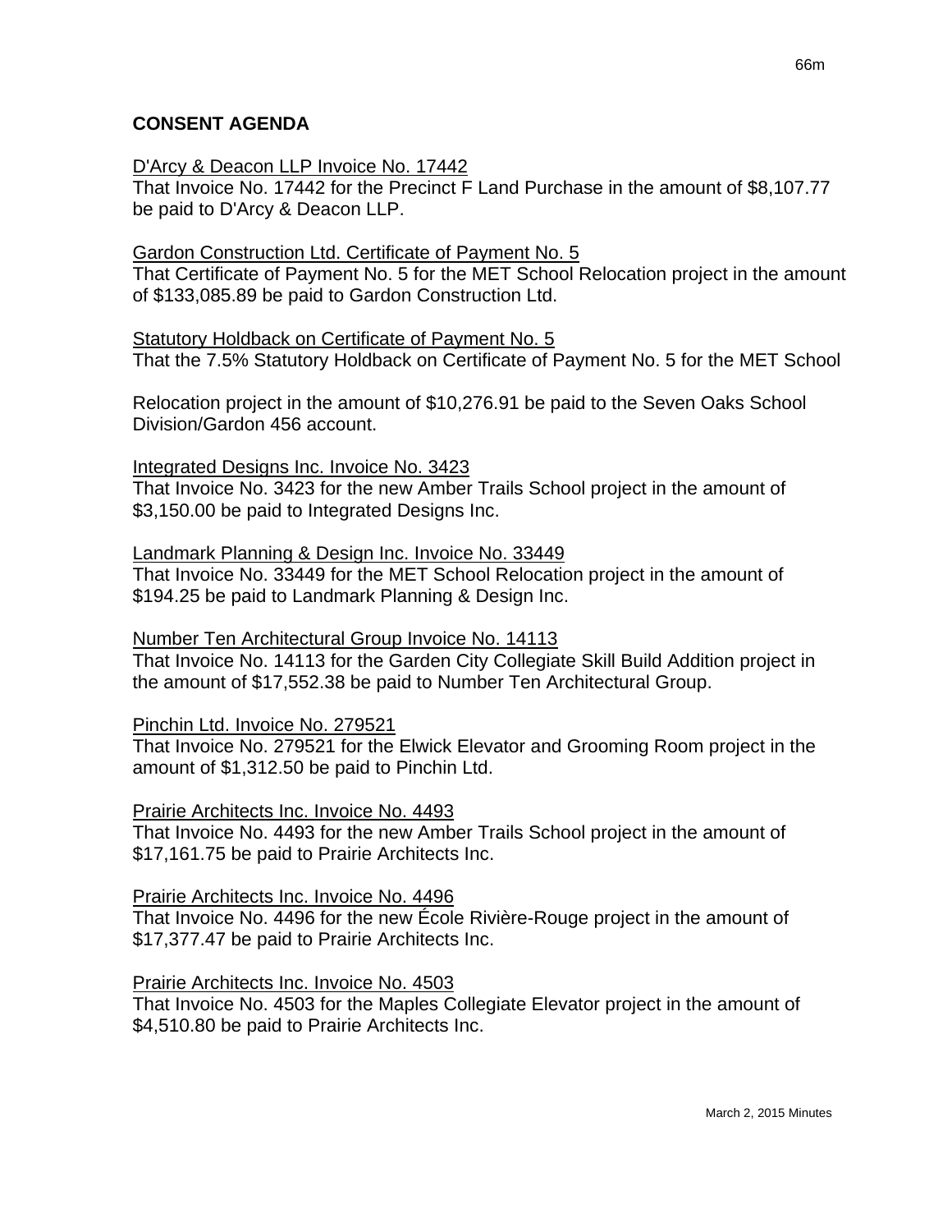## CONSENT AGENDA

D'Arcy & Deacon LLP Invoice No. 17442
That Invoice No. 17442 for the Precinct F Land Purchase in the amount of $8,107.77 be paid to D'Arcy & Deacon LLP.

Gardon Construction Ltd. Certificate of Payment No. 5
That Certificate of Payment No. 5 for the MET School Relocation project in the amount of $133,085.89 be paid to Gardon Construction Ltd.

Statutory Holdback on Certificate of Payment No. 5
That the 7.5% Statutory Holdback on Certificate of Payment No. 5 for the MET School

Relocation project in the amount of $10,276.91 be paid to the Seven Oaks School Division/Gardon 456 account.

Integrated Designs Inc. Invoice No. 3423
That Invoice No. 3423 for the new Amber Trails School project in the amount of $3,150.00 be paid to Integrated Designs Inc.

Landmark Planning & Design Inc. Invoice No. 33449
That Invoice No. 33449 for the MET School Relocation project in the amount of $194.25 be paid to Landmark Planning & Design Inc.

Number Ten Architectural Group Invoice No. 14113
That Invoice No. 14113 for the Garden City Collegiate Skill Build Addition project in the amount of $17,552.38 be paid to Number Ten Architectural Group.

Pinchin Ltd. Invoice No. 279521
That Invoice No. 279521 for the Elwick Elevator and Grooming Room project in the amount of $1,312.50 be paid to Pinchin Ltd.

Prairie Architects Inc. Invoice No. 4493
That Invoice No. 4493 for the new Amber Trails School project in the amount of $17,161.75 be paid to Prairie Architects Inc.

Prairie Architects Inc. Invoice No. 4496
That Invoice No. 4496 for the new École Rivière-Rouge project in the amount of $17,377.47 be paid to Prairie Architects Inc.

Prairie Architects Inc. Invoice No. 4503
That Invoice No. 4503 for the Maples Collegiate Elevator project in the amount of $4,510.80 be paid to Prairie Architects Inc.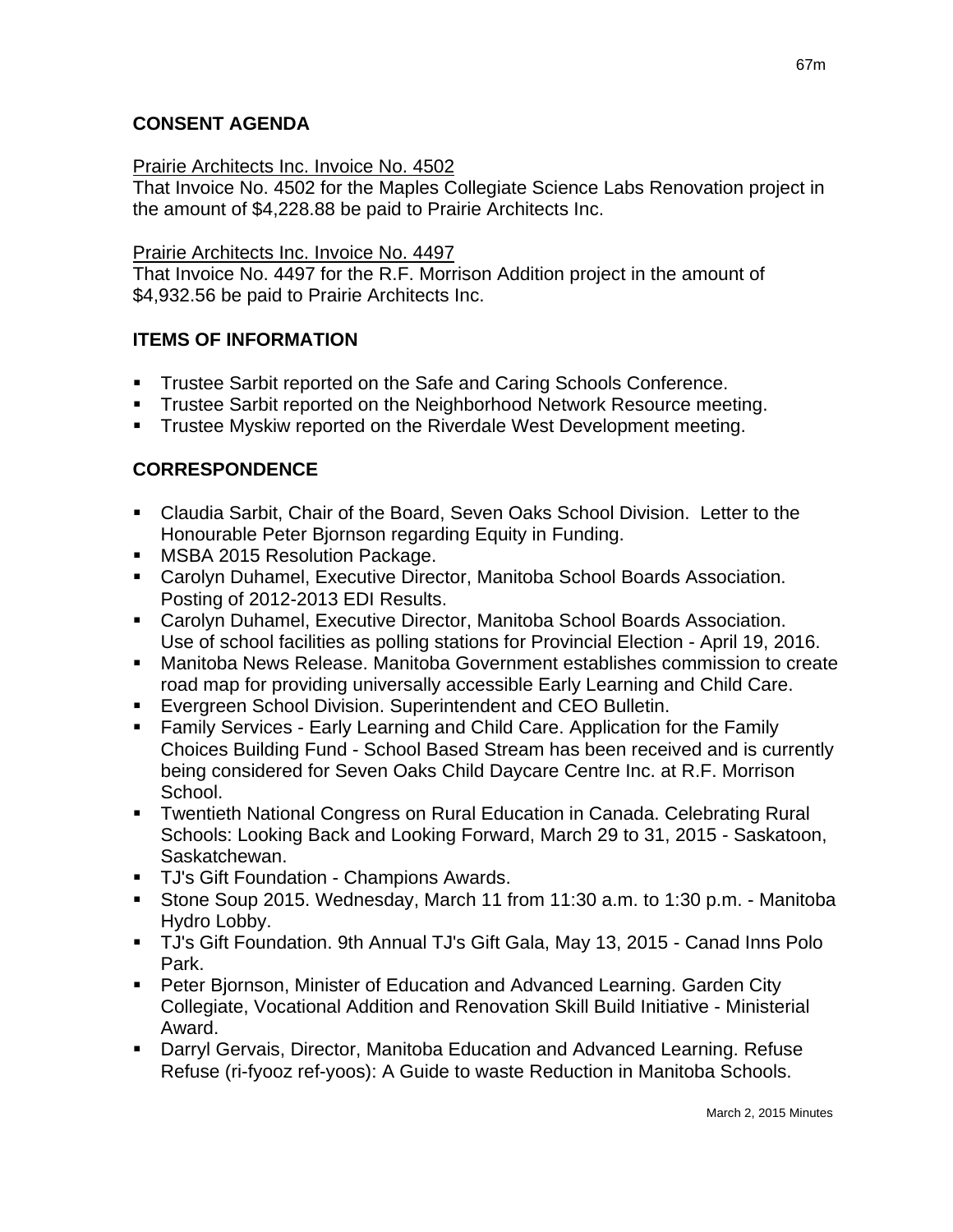## CONSENT AGENDA

Prairie Architects Inc. Invoice No. 4502

That Invoice No. 4502 for the Maples Collegiate Science Labs Renovation project in the amount of $4,228.88 be paid to Prairie Architects Inc.

Prairie Architects Inc. Invoice No. 4497

That Invoice No. 4497 for the R.F. Morrison Addition project in the amount of $4,932.56 be paid to Prairie Architects Inc.

## ITEMS OF INFORMATION

- Trustee Sarbit reported on the Safe and Caring Schools Conference.
- Trustee Sarbit reported on the Neighborhood Network Resource meeting.
- Trustee Myskiw reported on the Riverdale West Development meeting.

## CORRESPONDENCE

- Claudia Sarbit, Chair of the Board, Seven Oaks School Division. Letter to the Honourable Peter Bjornson regarding Equity in Funding.
- MSBA 2015 Resolution Package.
- Carolyn Duhamel, Executive Director, Manitoba School Boards Association. Posting of 2012-2013 EDI Results.
- Carolyn Duhamel, Executive Director, Manitoba School Boards Association. Use of school facilities as polling stations for Provincial Election - April 19, 2016.
- Manitoba News Release. Manitoba Government establishes commission to create road map for providing universally accessible Early Learning and Child Care.
- Evergreen School Division. Superintendent and CEO Bulletin.
- Family Services - Early Learning and Child Care. Application for the Family Choices Building Fund - School Based Stream has been received and is currently being considered for Seven Oaks Child Daycare Centre Inc. at R.F. Morrison School.
- Twentieth National Congress on Rural Education in Canada. Celebrating Rural Schools: Looking Back and Looking Forward, March 29 to 31, 2015 - Saskatoon, Saskatchewan.
- TJ's Gift Foundation - Champions Awards.
- Stone Soup 2015. Wednesday, March 11 from 11:30 a.m. to 1:30 p.m. - Manitoba Hydro Lobby.
- TJ's Gift Foundation. 9th Annual TJ's Gift Gala, May 13, 2015 - Canad Inns Polo Park.
- Peter Bjornson, Minister of Education and Advanced Learning. Garden City Collegiate, Vocational Addition and Renovation Skill Build Initiative - Ministerial Award.
- Darryl Gervais, Director, Manitoba Education and Advanced Learning. Refuse Refuse (ri-fyooz ref-yoos): A Guide to waste Reduction in Manitoba Schools.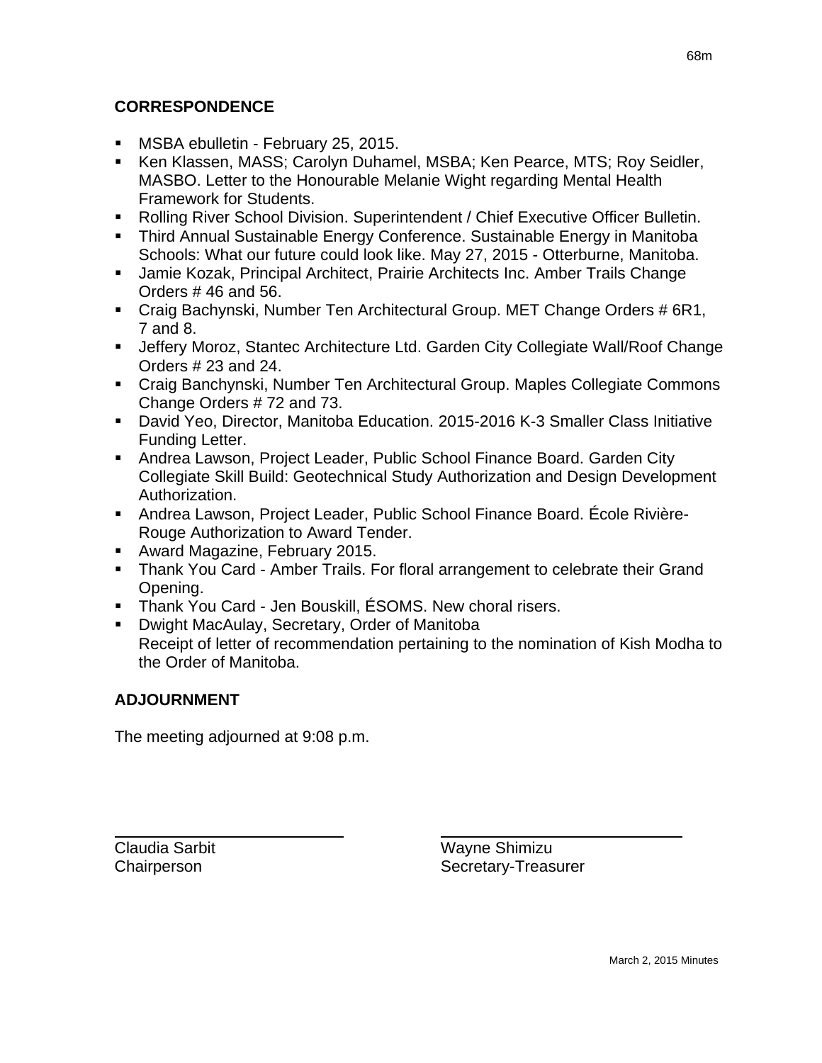## CORRESPONDENCE

- MSBA ebulletin - February 25, 2015.
- Ken Klassen, MASS; Carolyn Duhamel, MSBA; Ken Pearce, MTS; Roy Seidler, MASBO. Letter to the Honourable Melanie Wight regarding Mental Health Framework for Students.
- Rolling River School Division. Superintendent / Chief Executive Officer Bulletin.
- Third Annual Sustainable Energy Conference. Sustainable Energy in Manitoba Schools: What our future could look like. May 27, 2015 - Otterburne, Manitoba.
- Jamie Kozak, Principal Architect, Prairie Architects Inc. Amber Trails Change Orders # 46 and 56.
- Craig Bachynski, Number Ten Architectural Group. MET Change Orders # 6R1, 7 and 8.
- Jeffery Moroz, Stantec Architecture Ltd. Garden City Collegiate Wall/Roof Change Orders # 23 and 24.
- Craig Banchynski, Number Ten Architectural Group. Maples Collegiate Commons Change Orders # 72 and 73.
- David Yeo, Director, Manitoba Education. 2015-2016 K-3 Smaller Class Initiative Funding Letter.
- Andrea Lawson, Project Leader, Public School Finance Board. Garden City Collegiate Skill Build: Geotechnical Study Authorization and Design Development Authorization.
- Andrea Lawson, Project Leader, Public School Finance Board. École Rivière-Rouge Authorization to Award Tender.
- Award Magazine, February 2015.
- Thank You Card - Amber Trails. For floral arrangement to celebrate their Grand Opening.
- Thank You Card - Jen Bouskill, ÉSOMS. New choral risers.
- Dwight MacAulay, Secretary, Order of Manitoba
  Receipt of letter of recommendation pertaining to the nomination of Kish Modha to the Order of Manitoba.

## ADJOURNMENT

The meeting adjourned at 9:08 p.m.

| | |
|---|---|
| Claudia Sarbit | Wayne Shimizu |
| Chairperson | Secretary-Treasurer |